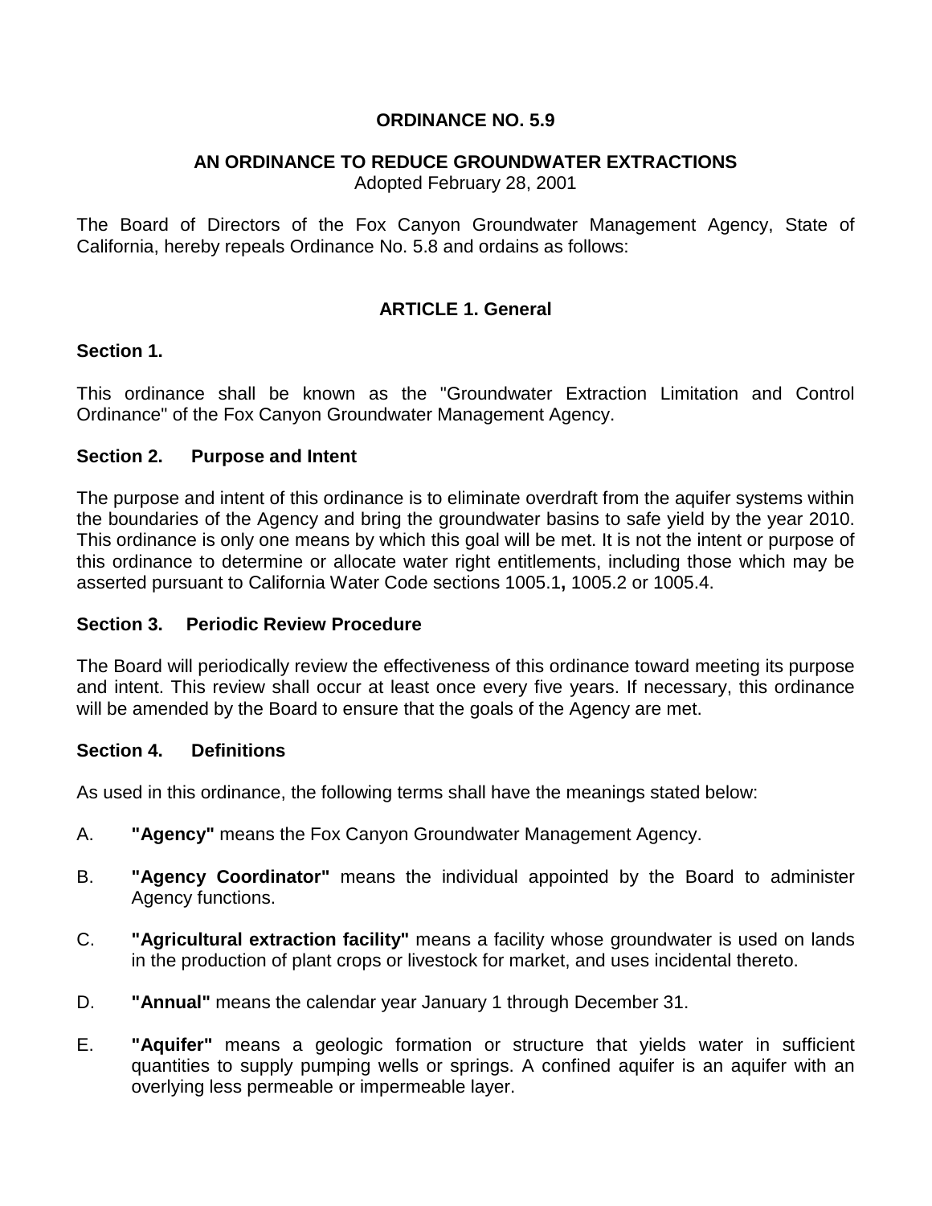# ORDINANCE NO. 5.9

## AN ORDINANCE TO REDUCE GROUNDWATER EXTRACTIONS

Adopted February 28, 2001

The Board of Directors of the Fox Canyon Groundwater Management Agency, State of California, hereby repeals Ordinance No. 5.8 and ordains as follows:

## ARTICLE 1. General

### Section 1.

This ordinance shall be known as the "Groundwater Extraction Limitation and Control Ordinance" of the Fox Canyon Groundwater Management Agency.

### Section 2. Purpose and Intent

The purpose and intent of this ordinance is to eliminate overdraft from the aquifer systems within the boundaries of the Agency and bring the groundwater basins to safe yield by the year 2010. This ordinance is only one means by which this goal will be met. It is not the intent or purpose of this ordinance to determine or allocate water right entitlements, including those which may be asserted pursuant to California Water Code sections 1005.1**,** 1005.2 or 1005.4.

### Section 3. Periodic Review Procedure

The Board will periodically review the effectiveness of this ordinance toward meeting its purpose and intent. This review shall occur at least once every five years. If necessary, this ordinance will be amended by the Board to ensure that the goals of the Agency are met.

### Section 4. Definitions

As used in this ordinance, the following terms shall have the meanings stated below:

A. **"Agency"** means the Fox Canyon Groundwater Management Agency.

B. **"Agency Coordinator"** means the individual appointed by the Board to administer Agency functions.

C. **"Agricultural extraction facility"** means a facility whose groundwater is used on lands in the production of plant crops or livestock for market, and uses incidental thereto.

D. **"Annual"** means the calendar year January 1 through December 31.

E. **"Aquifer"** means a geologic formation or structure that yields water in sufficient quantities to supply pumping wells or springs. A confined aquifer is an aquifer with an overlying less permeable or impermeable layer.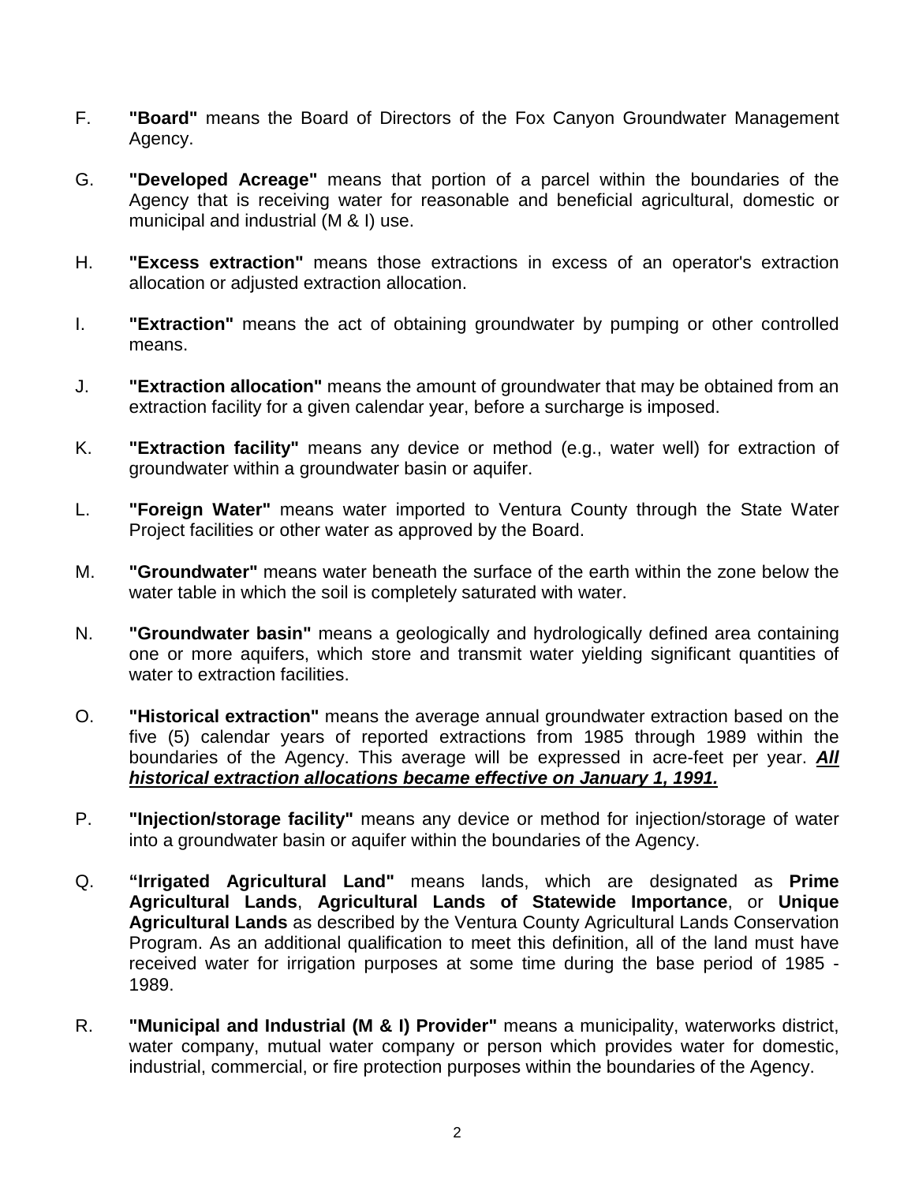F. **"Board"** means the Board of Directors of the Fox Canyon Groundwater Management Agency.

G. **"Developed Acreage"** means that portion of a parcel within the boundaries of the Agency that is receiving water for reasonable and beneficial agricultural, domestic or municipal and industrial (M & I) use.

H. **"Excess extraction"** means those extractions in excess of an operator's extraction allocation or adjusted extraction allocation.

I. **"Extraction"** means the act of obtaining groundwater by pumping or other controlled means.

J. **"Extraction allocation"** means the amount of groundwater that may be obtained from an extraction facility for a given calendar year, before a surcharge is imposed.

K. **"Extraction facility"** means any device or method (e.g., water well) for extraction of groundwater within a groundwater basin or aquifer.

L. **"Foreign Water"** means water imported to Ventura County through the State Water Project facilities or other water as approved by the Board.

M. **"Groundwater"** means water beneath the surface of the earth within the zone below the water table in which the soil is completely saturated with water.

N. **"Groundwater basin"** means a geologically and hydrologically defined area containing one or more aquifers, which store and transmit water yielding significant quantities of water to extraction facilities.

O. **"Historical extraction"** means the average annual groundwater extraction based on the five (5) calendar years of reported extractions from 1985 through 1989 within the boundaries of the Agency. This average will be expressed in acre-feet per year. ***All historical extraction allocations became effective on January 1, 1991.***

P. **"Injection/storage facility"** means any device or method for injection/storage of water into a groundwater basin or aquifer within the boundaries of the Agency.

Q. **"Irrigated Agricultural Land"** means lands, which are designated as **Prime Agricultural Lands**, **Agricultural Lands of Statewide Importance**, or **Unique Agricultural Lands** as described by the Ventura County Agricultural Lands Conservation Program. As an additional qualification to meet this definition, all of the land must have received water for irrigation purposes at some time during the base period of 1985 - 1989.

R. **"Municipal and Industrial (M & I) Provider"** means a municipality, waterworks district, water company, mutual water company or person which provides water for domestic, industrial, commercial, or fire protection purposes within the boundaries of the Agency.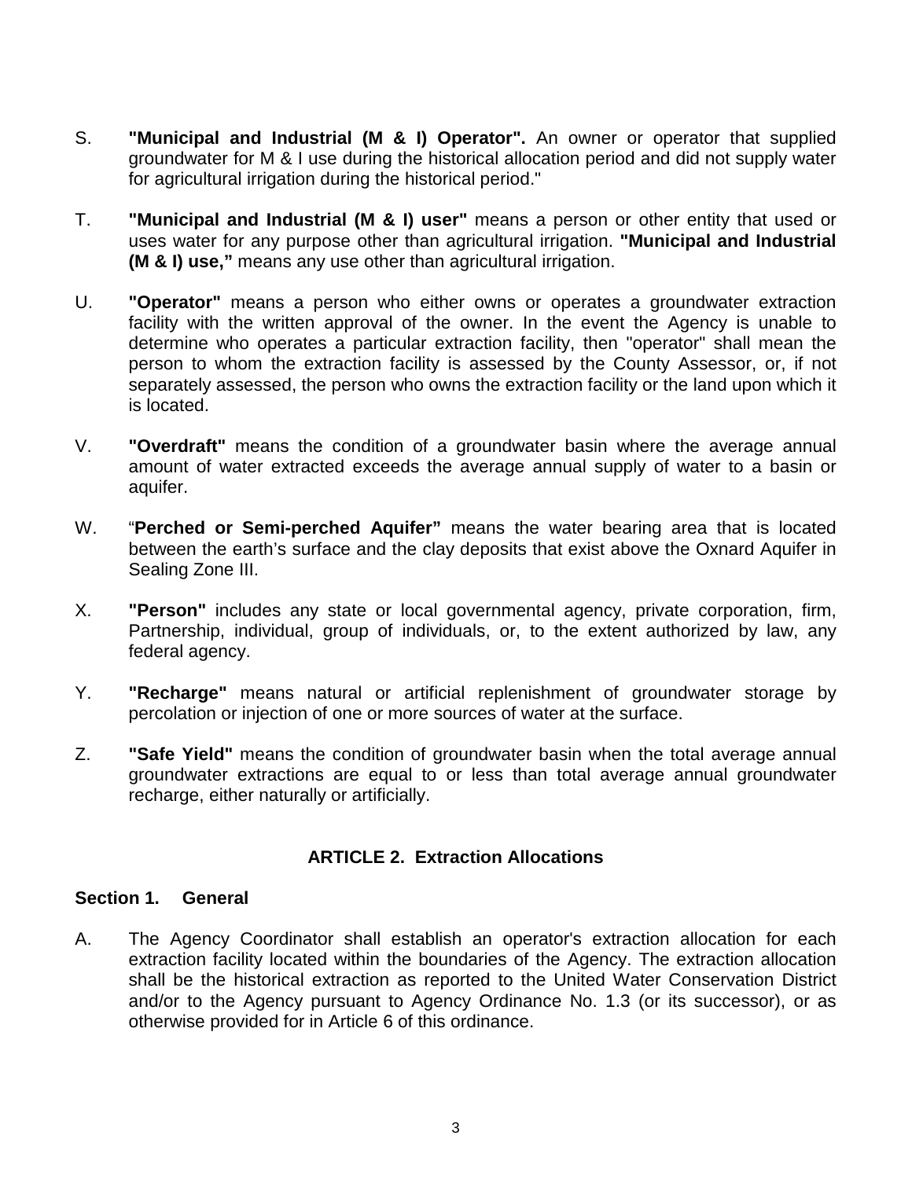S. **"Municipal and Industrial (M & I) Operator".** An owner or operator that supplied groundwater for M & I use during the historical allocation period and did not supply water for agricultural irrigation during the historical period."

T. **"Municipal and Industrial (M & I) user"** means a person or other entity that used or uses water for any purpose other than agricultural irrigation. **"Municipal and Industrial (M & I) use,"** means any use other than agricultural irrigation.

U. **"Operator"** means a person who either owns or operates a groundwater extraction facility with the written approval of the owner. In the event the Agency is unable to determine who operates a particular extraction facility, then "operator" shall mean the person to whom the extraction facility is assessed by the County Assessor, or, if not separately assessed, the person who owns the extraction facility or the land upon which it is located.

V. **"Overdraft"** means the condition of a groundwater basin where the average annual amount of water extracted exceeds the average annual supply of water to a basin or aquifer.

W. "**Perched or Semi-perched Aquifer"** means the water bearing area that is located between the earth's surface and the clay deposits that exist above the Oxnard Aquifer in Sealing Zone III.

X. **"Person"** includes any state or local governmental agency, private corporation, firm, Partnership, individual, group of individuals, or, to the extent authorized by law, any federal agency.

Y. **"Recharge"** means natural or artificial replenishment of groundwater storage by percolation or injection of one or more sources of water at the surface.

Z. **"Safe Yield"** means the condition of groundwater basin when the total average annual groundwater extractions are equal to or less than total average annual groundwater recharge, either naturally or artificially.

## ARTICLE 2. Extraction Allocations

### Section 1. General

A. The Agency Coordinator shall establish an operator's extraction allocation for each extraction facility located within the boundaries of the Agency. The extraction allocation shall be the historical extraction as reported to the United Water Conservation District and/or to the Agency pursuant to Agency Ordinance No. 1.3 (or its successor), or as otherwise provided for in Article 6 of this ordinance.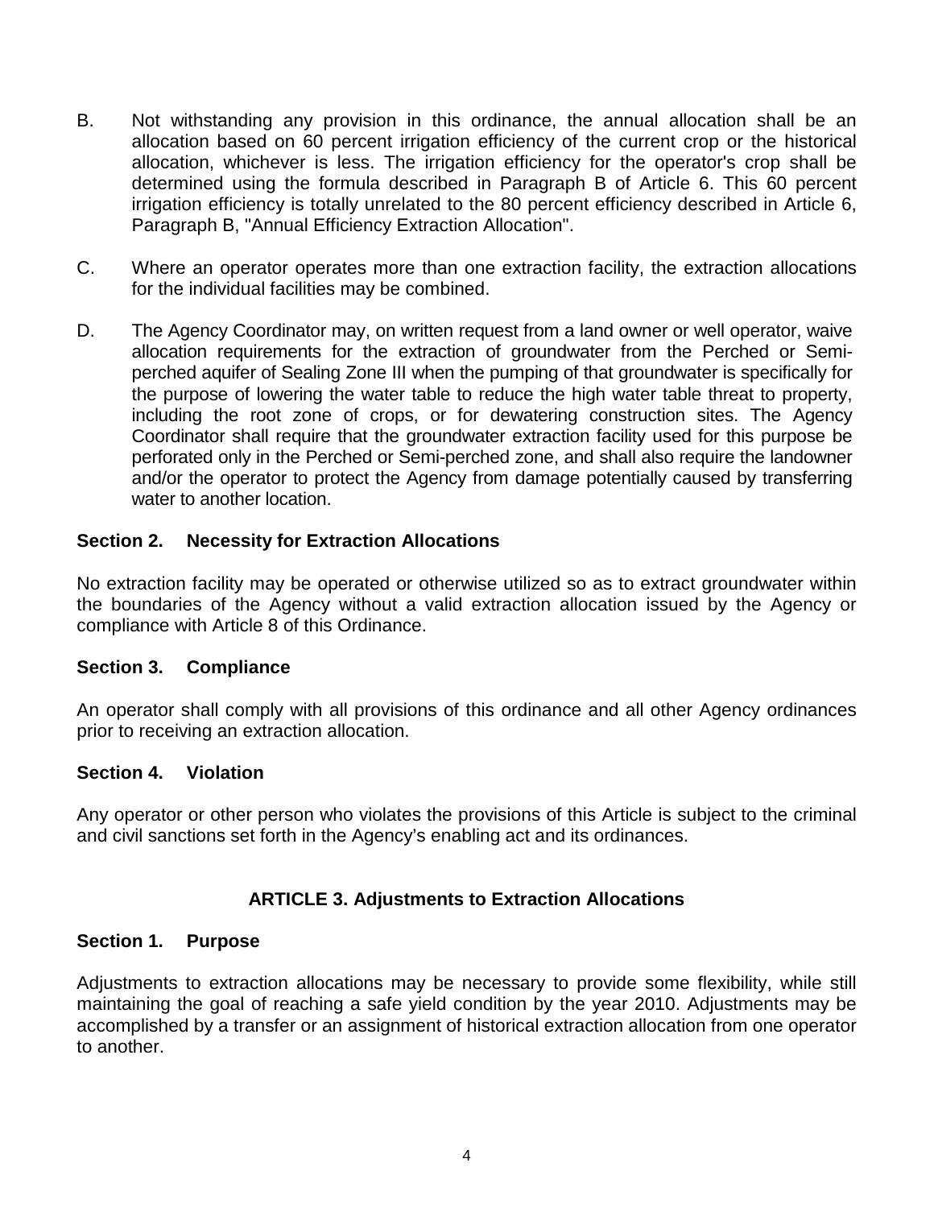B. Not withstanding any provision in this ordinance, the annual allocation shall be an allocation based on 60 percent irrigation efficiency of the current crop or the historical allocation, whichever is less. The irrigation efficiency for the operator's crop shall be determined using the formula described in Paragraph B of Article 6. This 60 percent irrigation efficiency is totally unrelated to the 80 percent efficiency described in Article 6, Paragraph B, "Annual Efficiency Extraction Allocation".

C. Where an operator operates more than one extraction facility, the extraction allocations for the individual facilities may be combined.

D. The Agency Coordinator may, on written request from a land owner or well operator, waive allocation requirements for the extraction of groundwater from the Perched or Semi-perched aquifer of Sealing Zone III when the pumping of that groundwater is specifically for the purpose of lowering the water table to reduce the high water table threat to property, including the root zone of crops, or for dewatering construction sites. The Agency Coordinator shall require that the groundwater extraction facility used for this purpose be perforated only in the Perched or Semi-perched zone, and shall also require the landowner and/or the operator to protect the Agency from damage potentially caused by transferring water to another location.

**Section 2. Necessity for Extraction Allocations**

No extraction facility may be operated or otherwise utilized so as to extract groundwater within the boundaries of the Agency without a valid extraction allocation issued by the Agency or compliance with Article 8 of this Ordinance.

**Section 3. Compliance**

An operator shall comply with all provisions of this ordinance and all other Agency ordinances prior to receiving an extraction allocation.

**Section 4. Violation**

Any operator or other person who violates the provisions of this Article is subject to the criminal and civil sanctions set forth in the Agency's enabling act and its ordinances.

## ARTICLE 3. Adjustments to Extraction Allocations

**Section 1. Purpose**

Adjustments to extraction allocations may be necessary to provide some flexibility, while still maintaining the goal of reaching a safe yield condition by the year 2010. Adjustments may be accomplished by a transfer or an assignment of historical extraction allocation from one operator to another.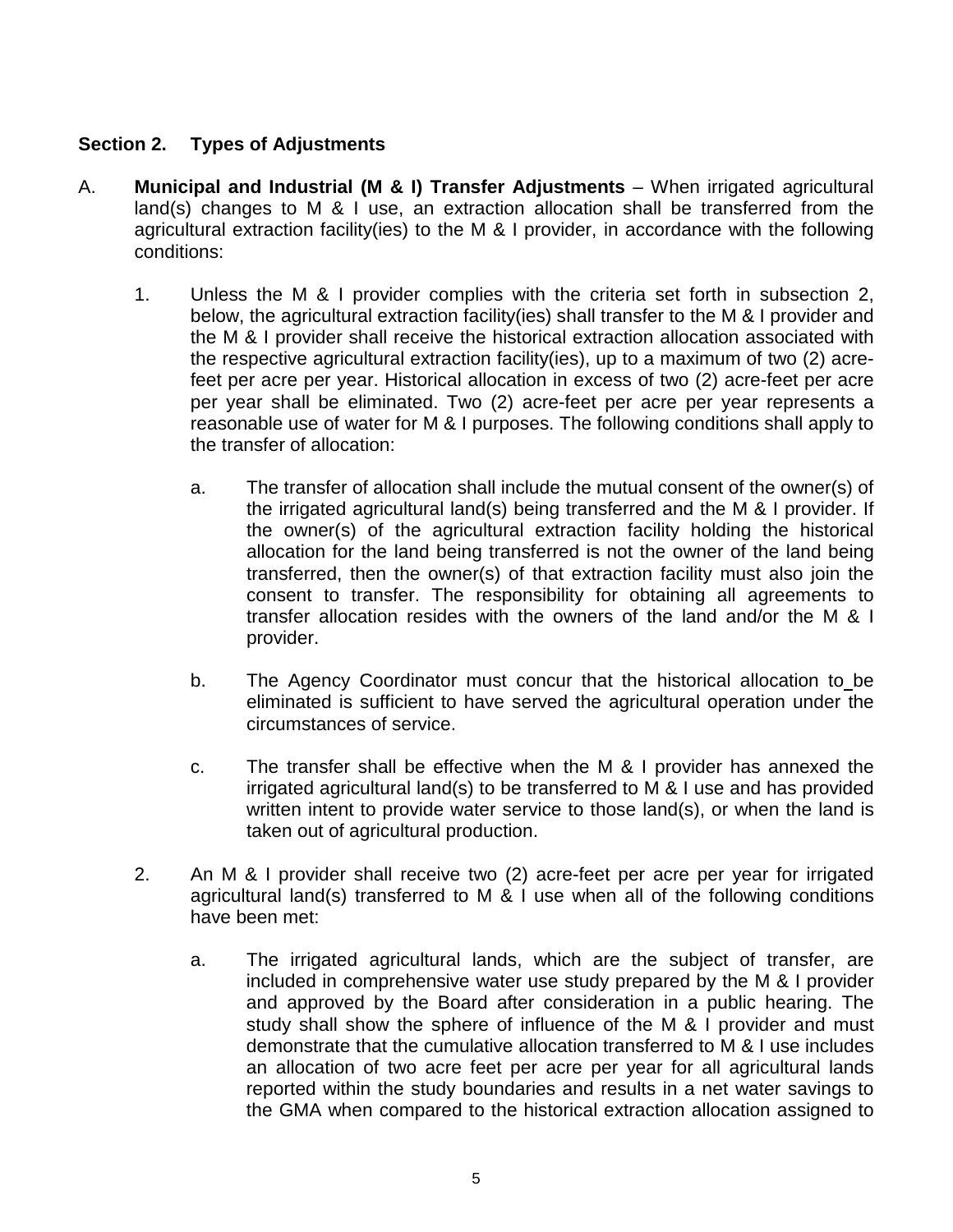## Section 2. Types of Adjustments

A. **Municipal and Industrial (M & I) Transfer Adjustments** – When irrigated agricultural land(s) changes to M & I use, an extraction allocation shall be transferred from the agricultural extraction facility(ies) to the M & I provider, in accordance with the following conditions:

1. Unless the M & I provider complies with the criteria set forth in subsection 2, below, the agricultural extraction facility(ies) shall transfer to the M & I provider and the M & I provider shall receive the historical extraction allocation associated with the respective agricultural extraction facility(ies), up to a maximum of two (2) acre-feet per acre per year. Historical allocation in excess of two (2) acre-feet per acre per year shall be eliminated. Two (2) acre-feet per acre per year represents a reasonable use of water for M & I purposes. The following conditions shall apply to the transfer of allocation:

   a. The transfer of allocation shall include the mutual consent of the owner(s) of the irrigated agricultural land(s) being transferred and the M & I provider. If the owner(s) of the agricultural extraction facility holding the historical allocation for the land being transferred is not the owner of the land being transferred, then the owner(s) of that extraction facility must also join the consent to transfer. The responsibility for obtaining all agreements to transfer allocation resides with the owners of the land and/or the M & I provider.

   b. The Agency Coordinator must concur that the historical allocation to be eliminated is sufficient to have served the agricultural operation under the circumstances of service.

   c. The transfer shall be effective when the M & I provider has annexed the irrigated agricultural land(s) to be transferred to M & I use and has provided written intent to provide water service to those land(s), or when the land is taken out of agricultural production.

2. An M & I provider shall receive two (2) acre-feet per acre per year for irrigated agricultural land(s) transferred to M & I use when all of the following conditions have been met:

   a. The irrigated agricultural lands, which are the subject of transfer, are included in comprehensive water use study prepared by the M & I provider and approved by the Board after consideration in a public hearing. The study shall show the sphere of influence of the M & I provider and must demonstrate that the cumulative allocation transferred to M & I use includes an allocation of two acre feet per acre per year for all agricultural lands reported within the study boundaries and results in a net water savings to the GMA when compared to the historical extraction allocation assigned to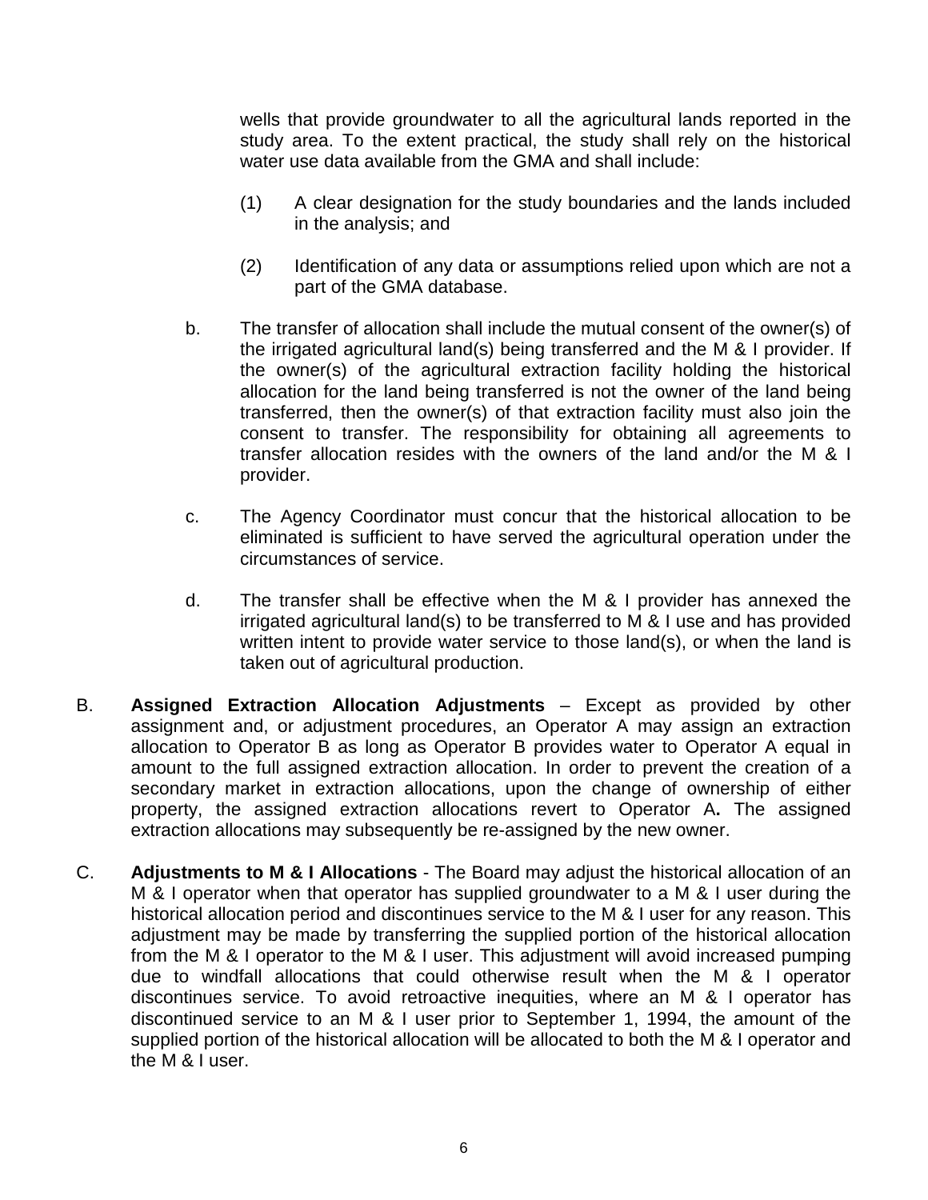wells that provide groundwater to all the agricultural lands reported in the study area. To the extent practical, the study shall rely on the historical water use data available from the GMA and shall include:

(1) A clear designation for the study boundaries and the lands included in the analysis; and

(2) Identification of any data or assumptions relied upon which are not a part of the GMA database.

b. The transfer of allocation shall include the mutual consent of the owner(s) of the irrigated agricultural land(s) being transferred and the M & I provider. If the owner(s) of the agricultural extraction facility holding the historical allocation for the land being transferred is not the owner of the land being transferred, then the owner(s) of that extraction facility must also join the consent to transfer. The responsibility for obtaining all agreements to transfer allocation resides with the owners of the land and/or the M & I provider.

c. The Agency Coordinator must concur that the historical allocation to be eliminated is sufficient to have served the agricultural operation under the circumstances of service.

d. The transfer shall be effective when the M & I provider has annexed the irrigated agricultural land(s) to be transferred to M & I use and has provided written intent to provide water service to those land(s), or when the land is taken out of agricultural production.

B. **Assigned Extraction Allocation Adjustments** – Except as provided by other assignment and, or adjustment procedures, an Operator A may assign an extraction allocation to Operator B as long as Operator B provides water to Operator A equal in amount to the full assigned extraction allocation. In order to prevent the creation of a secondary market in extraction allocations, upon the change of ownership of either property, the assigned extraction allocations revert to Operator A**.** The assigned extraction allocations may subsequently be re-assigned by the new owner.

C. **Adjustments to M & I Allocations** - The Board may adjust the historical allocation of an M & I operator when that operator has supplied groundwater to a M & I user during the historical allocation period and discontinues service to the M & I user for any reason. This adjustment may be made by transferring the supplied portion of the historical allocation from the M & I operator to the M & I user. This adjustment will avoid increased pumping due to windfall allocations that could otherwise result when the M & I operator discontinues service. To avoid retroactive inequities, where an M & I operator has discontinued service to an M & I user prior to September 1, 1994, the amount of the supplied portion of the historical allocation will be allocated to both the M & I operator and the M & I user.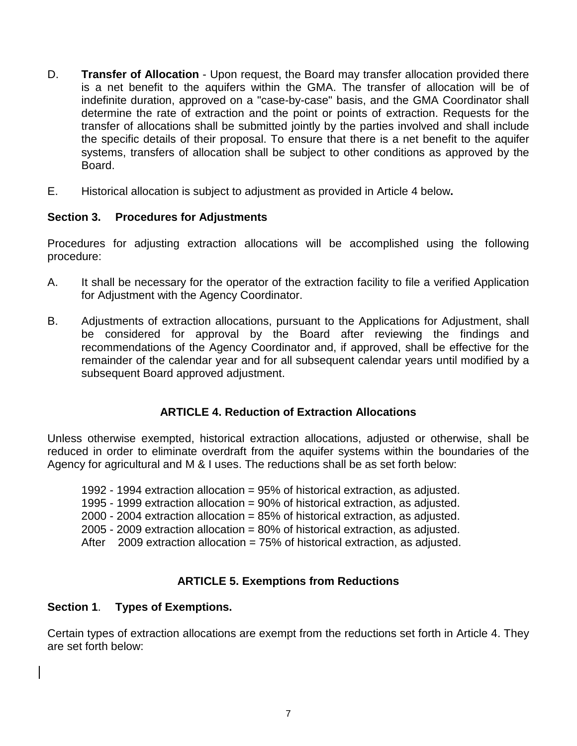D. **Transfer of Allocation** - Upon request, the Board may transfer allocation provided there is a net benefit to the aquifers within the GMA. The transfer of allocation will be of indefinite duration, approved on a "case-by-case" basis, and the GMA Coordinator shall determine the rate of extraction and the point or points of extraction. Requests for the transfer of allocations shall be submitted jointly by the parties involved and shall include the specific details of their proposal. To ensure that there is a net benefit to the aquifer systems, transfers of allocation shall be subject to other conditions as approved by the Board.

E. Historical allocation is subject to adjustment as provided in Article 4 below**.**

### Section 3. Procedures for Adjustments

Procedures for adjusting extraction allocations will be accomplished using the following procedure:

A. It shall be necessary for the operator of the extraction facility to file a verified Application for Adjustment with the Agency Coordinator.

B. Adjustments of extraction allocations, pursuant to the Applications for Adjustment, shall be considered for approval by the Board after reviewing the findings and recommendations of the Agency Coordinator and, if approved, shall be effective for the remainder of the calendar year and for all subsequent calendar years until modified by a subsequent Board approved adjustment.

## ARTICLE 4. Reduction of Extraction Allocations

Unless otherwise exempted, historical extraction allocations, adjusted or otherwise, shall be reduced in order to eliminate overdraft from the aquifer systems within the boundaries of the Agency for agricultural and M & I uses. The reductions shall be as set forth below:

1992 - 1994 extraction allocation = 95% of historical extraction, as adjusted.
1995 - 1999 extraction allocation = 90% of historical extraction, as adjusted.
2000 - 2004 extraction allocation = 85% of historical extraction, as adjusted.
2005 - 2009 extraction allocation = 80% of historical extraction, as adjusted.
After 2009 extraction allocation = 75% of historical extraction, as adjusted.

## ARTICLE 5. Exemptions from Reductions

### Section 1. Types of Exemptions.

Certain types of extraction allocations are exempt from the reductions set forth in Article 4. They are set forth below: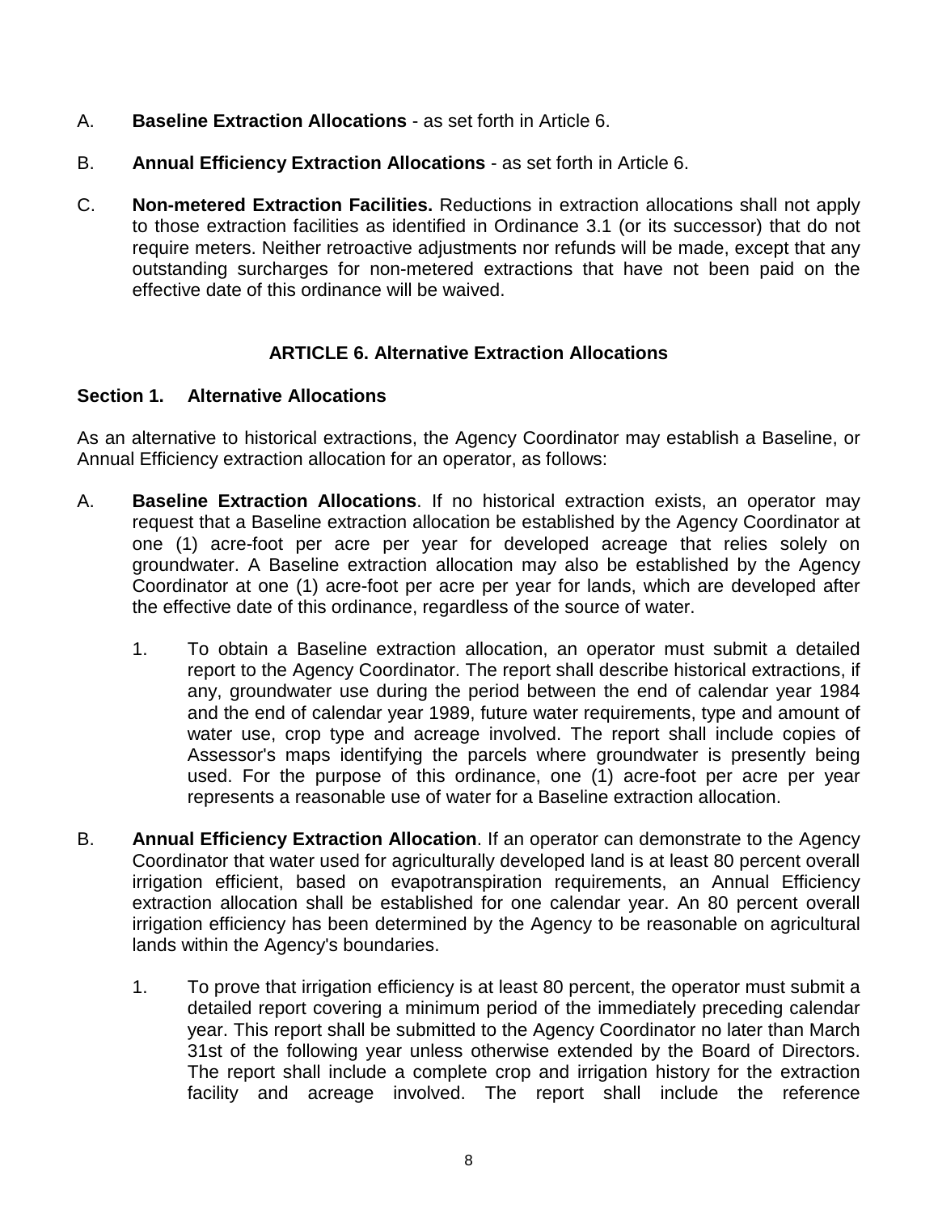A. **Baseline Extraction Allocations** - as set forth in Article 6.

B. **Annual Efficiency Extraction Allocations** - as set forth in Article 6.

C. **Non-metered Extraction Facilities.** Reductions in extraction allocations shall not apply to those extraction facilities as identified in Ordinance 3.1 (or its successor) that do not require meters. Neither retroactive adjustments nor refunds will be made, except that any outstanding surcharges for non-metered extractions that have not been paid on the effective date of this ordinance will be waived.

## ARTICLE 6. Alternative Extraction Allocations

### Section 1. Alternative Allocations

As an alternative to historical extractions, the Agency Coordinator may establish a Baseline, or Annual Efficiency extraction allocation for an operator, as follows:

A. **Baseline Extraction Allocations**. If no historical extraction exists, an operator may request that a Baseline extraction allocation be established by the Agency Coordinator at one (1) acre-foot per acre per year for developed acreage that relies solely on groundwater. A Baseline extraction allocation may also be established by the Agency Coordinator at one (1) acre-foot per acre per year for lands, which are developed after the effective date of this ordinance, regardless of the source of water.

   1. To obtain a Baseline extraction allocation, an operator must submit a detailed report to the Agency Coordinator. The report shall describe historical extractions, if any, groundwater use during the period between the end of calendar year 1984 and the end of calendar year 1989, future water requirements, type and amount of water use, crop type and acreage involved. The report shall include copies of Assessor's maps identifying the parcels where groundwater is presently being used. For the purpose of this ordinance, one (1) acre-foot per acre per year represents a reasonable use of water for a Baseline extraction allocation.

B. **Annual Efficiency Extraction Allocation**. If an operator can demonstrate to the Agency Coordinator that water used for agriculturally developed land is at least 80 percent overall irrigation efficient, based on evapotranspiration requirements, an Annual Efficiency extraction allocation shall be established for one calendar year. An 80 percent overall irrigation efficiency has been determined by the Agency to be reasonable on agricultural lands within the Agency's boundaries.

   1. To prove that irrigation efficiency is at least 80 percent, the operator must submit a detailed report covering a minimum period of the immediately preceding calendar year. This report shall be submitted to the Agency Coordinator no later than March 31st of the following year unless otherwise extended by the Board of Directors. The report shall include a complete crop and irrigation history for the extraction facility and acreage involved. The report shall include the reference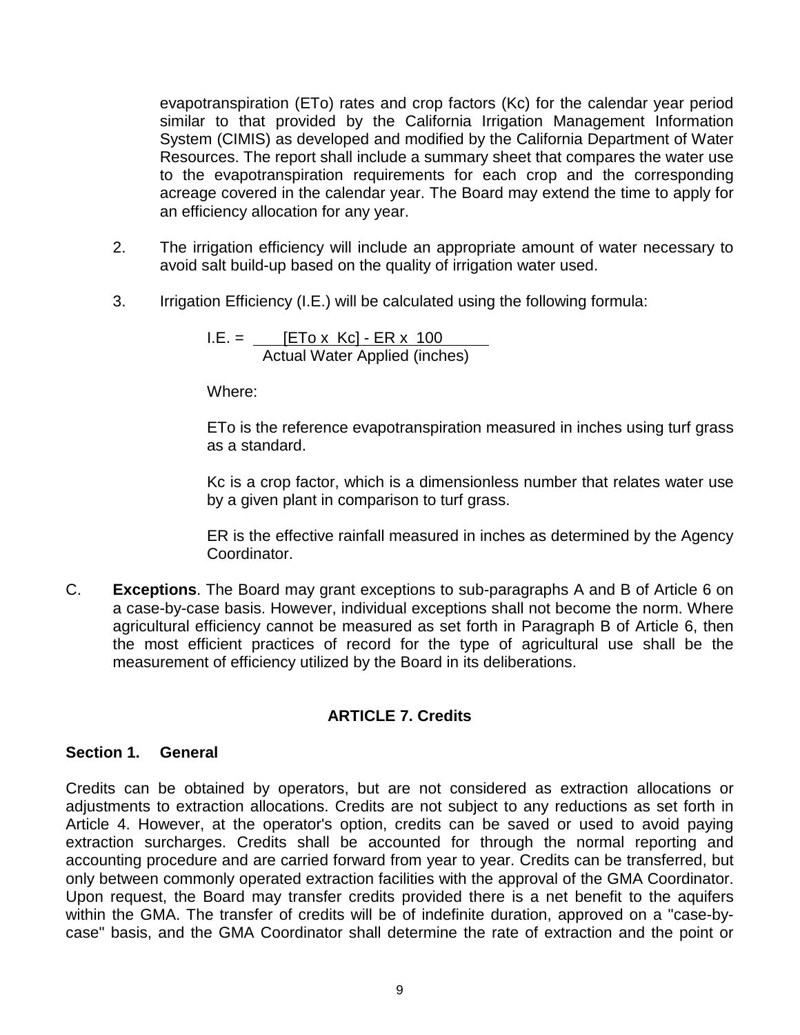evapotranspiration (ETo) rates and crop factors (Kc) for the calendar year period similar to that provided by the California Irrigation Management Information System (CIMIS) as developed and modified by the California Department of Water Resources. The report shall include a summary sheet that compares the water use to the evapotranspiration requirements for each crop and the corresponding acreage covered in the calendar year. The Board may extend the time to apply for an efficiency allocation for any year.

2. The irrigation efficiency will include an appropriate amount of water necessary to avoid salt build-up based on the quality of irrigation water used.

3. Irrigation Efficiency (I.E.) will be calculated using the following formula:

$$I.E. = \frac{[ETo \times Kc] - ER \times 100}{\text{Actual Water Applied (inches)}}$$

Where:

ETo is the reference evapotranspiration measured in inches using turf grass as a standard.

Kc is a crop factor, which is a dimensionless number that relates water use by a given plant in comparison to turf grass.

ER is the effective rainfall measured in inches as determined by the Agency Coordinator.

C. **Exceptions**. The Board may grant exceptions to sub-paragraphs A and B of Article 6 on a case-by-case basis. However, individual exceptions shall not become the norm. Where agricultural efficiency cannot be measured as set forth in Paragraph B of Article 6, then the most efficient practices of record for the type of agricultural use shall be the measurement of efficiency utilized by the Board in its deliberations.

## ARTICLE 7. Credits

### Section 1. General

Credits can be obtained by operators, but are not considered as extraction allocations or adjustments to extraction allocations. Credits are not subject to any reductions as set forth in Article 4. However, at the operator's option, credits can be saved or used to avoid paying extraction surcharges. Credits shall be accounted for through the normal reporting and accounting procedure and are carried forward from year to year. Credits can be transferred, but only between commonly operated extraction facilities with the approval of the GMA Coordinator. Upon request, the Board may transfer credits provided there is a net benefit to the aquifers within the GMA. The transfer of credits will be of indefinite duration, approved on a "case-by-case" basis, and the GMA Coordinator shall determine the rate of extraction and the point or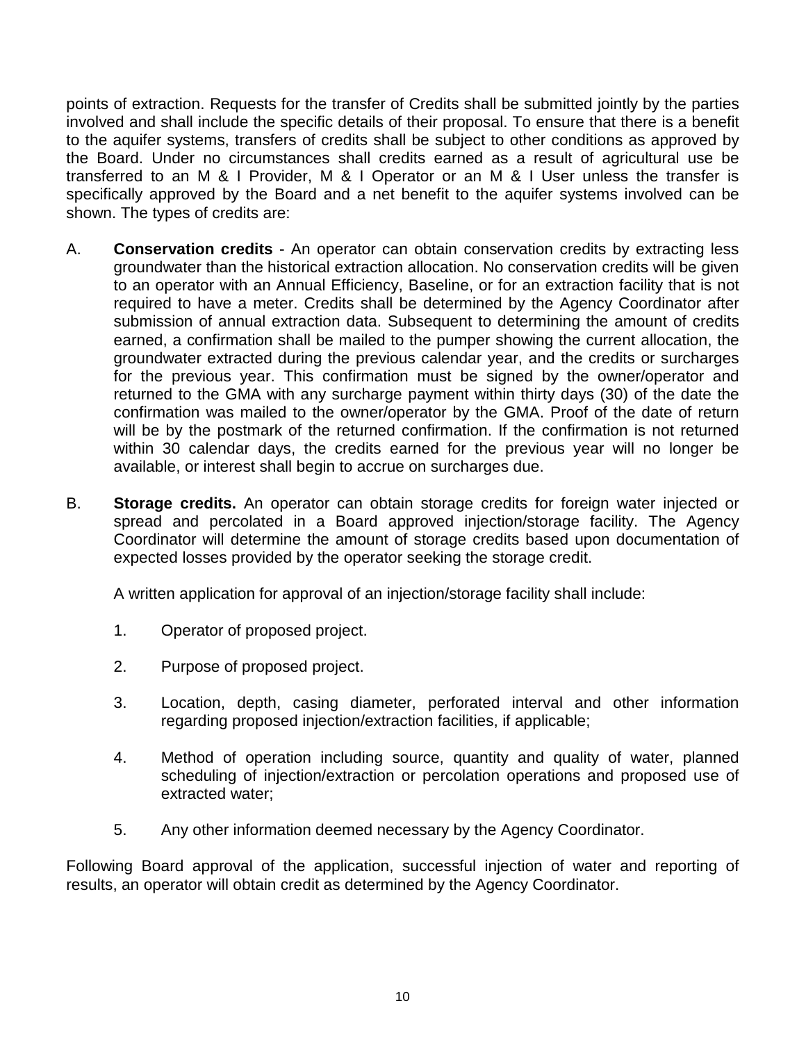points of extraction. Requests for the transfer of Credits shall be submitted jointly by the parties involved and shall include the specific details of their proposal. To ensure that there is a benefit to the aquifer systems, transfers of credits shall be subject to other conditions as approved by the Board. Under no circumstances shall credits earned as a result of agricultural use be transferred to an M & I Provider, M & I Operator or an M & I User unless the transfer is specifically approved by the Board and a net benefit to the aquifer systems involved can be shown. The types of credits are:

A. **Conservation credits** - An operator can obtain conservation credits by extracting less groundwater than the historical extraction allocation. No conservation credits will be given to an operator with an Annual Efficiency, Baseline, or for an extraction facility that is not required to have a meter. Credits shall be determined by the Agency Coordinator after submission of annual extraction data. Subsequent to determining the amount of credits earned, a confirmation shall be mailed to the pumper showing the current allocation, the groundwater extracted during the previous calendar year, and the credits or surcharges for the previous year. This confirmation must be signed by the owner/operator and returned to the GMA with any surcharge payment within thirty days (30) of the date the confirmation was mailed to the owner/operator by the GMA. Proof of the date of return will be by the postmark of the returned confirmation. If the confirmation is not returned within 30 calendar days, the credits earned for the previous year will no longer be available, or interest shall begin to accrue on surcharges due.

B. **Storage credits.** An operator can obtain storage credits for foreign water injected or spread and percolated in a Board approved injection/storage facility. The Agency Coordinator will determine the amount of storage credits based upon documentation of expected losses provided by the operator seeking the storage credit.

   A written application for approval of an injection/storage facility shall include:

   1. Operator of proposed project.

   2. Purpose of proposed project.

   3. Location, depth, casing diameter, perforated interval and other information regarding proposed injection/extraction facilities, if applicable;

   4. Method of operation including source, quantity and quality of water, planned scheduling of injection/extraction or percolation operations and proposed use of extracted water;

   5. Any other information deemed necessary by the Agency Coordinator.

Following Board approval of the application, successful injection of water and reporting of results, an operator will obtain credit as determined by the Agency Coordinator.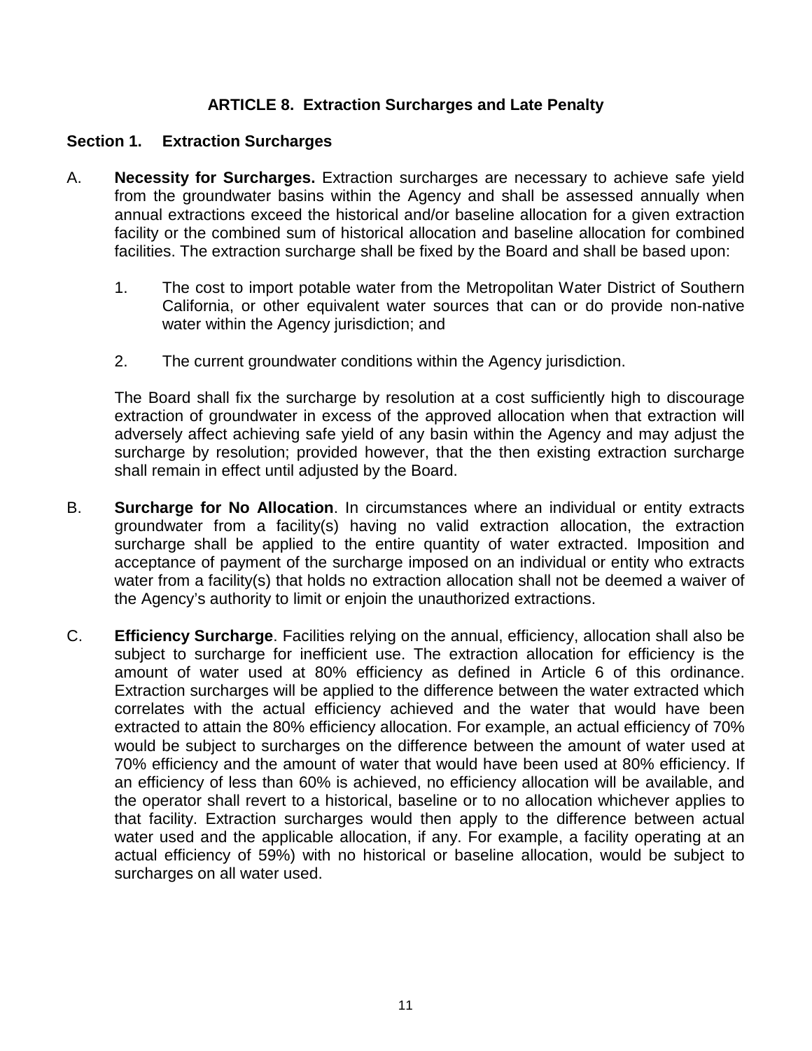## ARTICLE 8. Extraction Surcharges and Late Penalty

### Section 1. Extraction Surcharges

A. **Necessity for Surcharges.** Extraction surcharges are necessary to achieve safe yield from the groundwater basins within the Agency and shall be assessed annually when annual extractions exceed the historical and/or baseline allocation for a given extraction facility or the combined sum of historical allocation and baseline allocation for combined facilities. The extraction surcharge shall be fixed by the Board and shall be based upon:

   1. The cost to import potable water from the Metropolitan Water District of Southern California, or other equivalent water sources that can or do provide non-native water within the Agency jurisdiction; and

   2. The current groundwater conditions within the Agency jurisdiction.

   The Board shall fix the surcharge by resolution at a cost sufficiently high to discourage extraction of groundwater in excess of the approved allocation when that extraction will adversely affect achieving safe yield of any basin within the Agency and may adjust the surcharge by resolution; provided however, that the then existing extraction surcharge shall remain in effect until adjusted by the Board.

B. **Surcharge for No Allocation**. In circumstances where an individual or entity extracts groundwater from a facility(s) having no valid extraction allocation, the extraction surcharge shall be applied to the entire quantity of water extracted. Imposition and acceptance of payment of the surcharge imposed on an individual or entity who extracts water from a facility(s) that holds no extraction allocation shall not be deemed a waiver of the Agency's authority to limit or enjoin the unauthorized extractions.

C. **Efficiency Surcharge**. Facilities relying on the annual, efficiency, allocation shall also be subject to surcharge for inefficient use. The extraction allocation for efficiency is the amount of water used at 80% efficiency as defined in Article 6 of this ordinance. Extraction surcharges will be applied to the difference between the water extracted which correlates with the actual efficiency achieved and the water that would have been extracted to attain the 80% efficiency allocation. For example, an actual efficiency of 70% would be subject to surcharges on the difference between the amount of water used at 70% efficiency and the amount of water that would have been used at 80% efficiency. If an efficiency of less than 60% is achieved, no efficiency allocation will be available, and the operator shall revert to a historical, baseline or to no allocation whichever applies to that facility. Extraction surcharges would then apply to the difference between actual water used and the applicable allocation, if any. For example, a facility operating at an actual efficiency of 59%) with no historical or baseline allocation, would be subject to surcharges on all water used.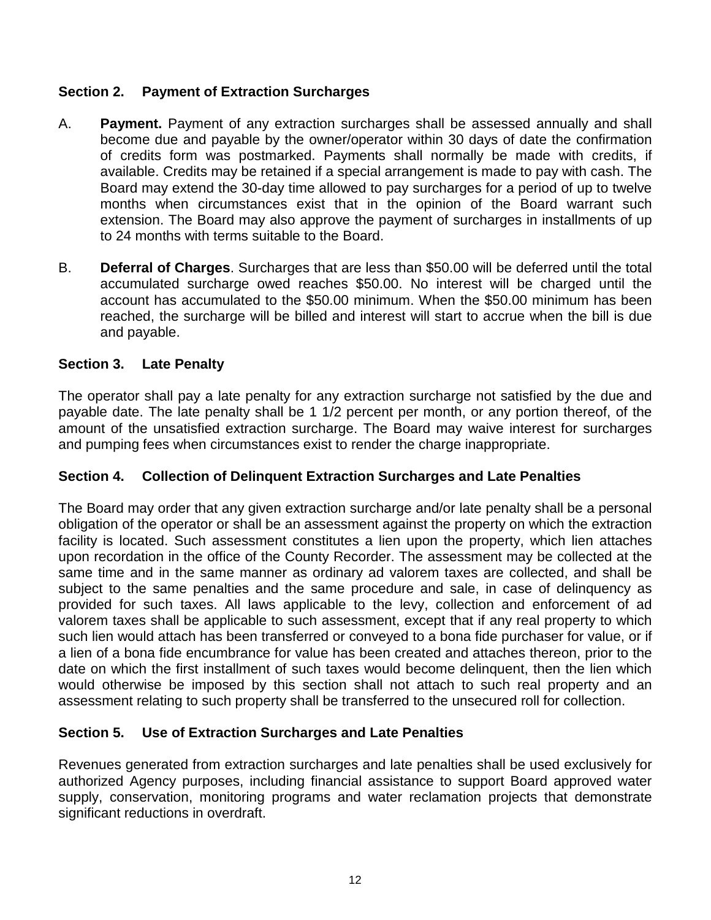### Section 2. Payment of Extraction Surcharges

A. **Payment.** Payment of any extraction surcharges shall be assessed annually and shall become due and payable by the owner/operator within 30 days of date the confirmation of credits form was postmarked. Payments shall normally be made with credits, if available. Credits may be retained if a special arrangement is made to pay with cash. The Board may extend the 30-day time allowed to pay surcharges for a period of up to twelve months when circumstances exist that in the opinion of the Board warrant such extension. The Board may also approve the payment of surcharges in installments of up to 24 months with terms suitable to the Board.

B. **Deferral of Charges**. Surcharges that are less than $50.00 will be deferred until the total accumulated surcharge owed reaches $50.00. No interest will be charged until the account has accumulated to the $50.00 minimum. When the $50.00 minimum has been reached, the surcharge will be billed and interest will start to accrue when the bill is due and payable.

### Section 3. Late Penalty

The operator shall pay a late penalty for any extraction surcharge not satisfied by the due and payable date. The late penalty shall be 1 1/2 percent per month, or any portion thereof, of the amount of the unsatisfied extraction surcharge. The Board may waive interest for surcharges and pumping fees when circumstances exist to render the charge inappropriate.

### Section 4. Collection of Delinquent Extraction Surcharges and Late Penalties

The Board may order that any given extraction surcharge and/or late penalty shall be a personal obligation of the operator or shall be an assessment against the property on which the extraction facility is located. Such assessment constitutes a lien upon the property, which lien attaches upon recordation in the office of the County Recorder. The assessment may be collected at the same time and in the same manner as ordinary ad valorem taxes are collected, and shall be subject to the same penalties and the same procedure and sale, in case of delinquency as provided for such taxes. All laws applicable to the levy, collection and enforcement of ad valorem taxes shall be applicable to such assessment, except that if any real property to which such lien would attach has been transferred or conveyed to a bona fide purchaser for value, or if a lien of a bona fide encumbrance for value has been created and attaches thereon, prior to the date on which the first installment of such taxes would become delinquent, then the lien which would otherwise be imposed by this section shall not attach to such real property and an assessment relating to such property shall be transferred to the unsecured roll for collection.

### Section 5. Use of Extraction Surcharges and Late Penalties

Revenues generated from extraction surcharges and late penalties shall be used exclusively for authorized Agency purposes, including financial assistance to support Board approved water supply, conservation, monitoring programs and water reclamation projects that demonstrate significant reductions in overdraft.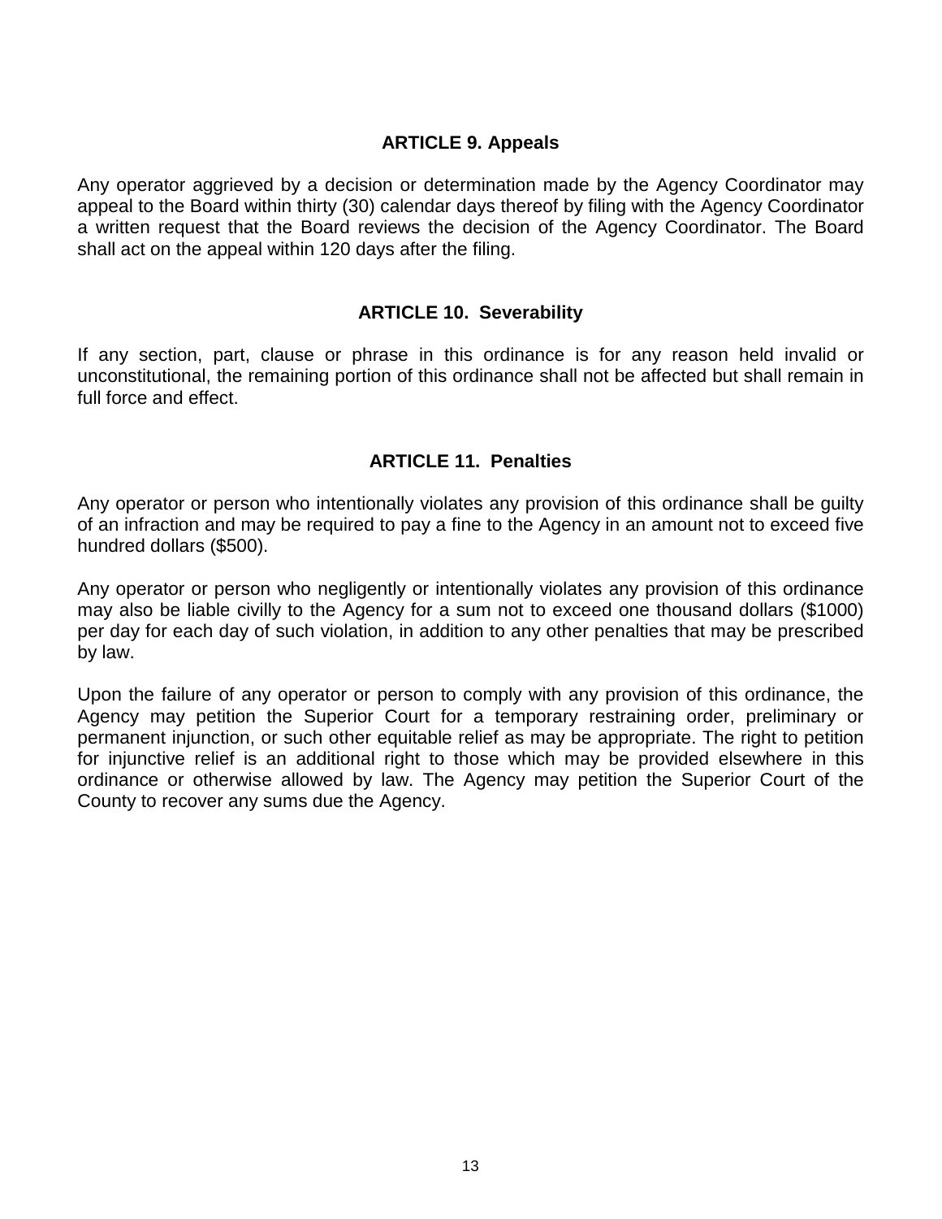## ARTICLE 9. Appeals

Any operator aggrieved by a decision or determination made by the Agency Coordinator may appeal to the Board within thirty (30) calendar days thereof by filing with the Agency Coordinator a written request that the Board reviews the decision of the Agency Coordinator. The Board shall act on the appeal within 120 days after the filing.

## ARTICLE 10. Severability

If any section, part, clause or phrase in this ordinance is for any reason held invalid or unconstitutional, the remaining portion of this ordinance shall not be affected but shall remain in full force and effect.

## ARTICLE 11. Penalties

Any operator or person who intentionally violates any provision of this ordinance shall be guilty of an infraction and may be required to pay a fine to the Agency in an amount not to exceed five hundred dollars ($500).

Any operator or person who negligently or intentionally violates any provision of this ordinance may also be liable civilly to the Agency for a sum not to exceed one thousand dollars ($1000) per day for each day of such violation, in addition to any other penalties that may be prescribed by law.

Upon the failure of any operator or person to comply with any provision of this ordinance, the Agency may petition the Superior Court for a temporary restraining order, preliminary or permanent injunction, or such other equitable relief as may be appropriate. The right to petition for injunctive relief is an additional right to those which may be provided elsewhere in this ordinance or otherwise allowed by law. The Agency may petition the Superior Court of the County to recover any sums due the Agency.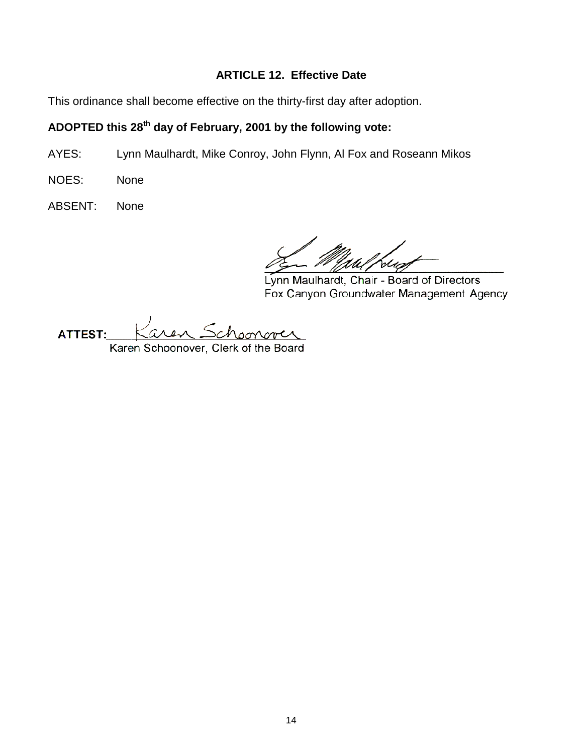## ARTICLE 12. Effective Date

This ordinance shall become effective on the thirty-first day after adoption.

**ADOPTED this 28th day of February, 2001 by the following vote:**

AYES: Lynn Maulhardt, Mike Conroy, John Flynn, Al Fox and Roseann Mikos

NOES: None

ABSENT: None

Lynn Maulhardt, Chair - Board of Directors
Fox Canyon Groundwater Management Agency

**ATTEST:** Karen Schoonover
Karen Schoonover, Clerk of the Board